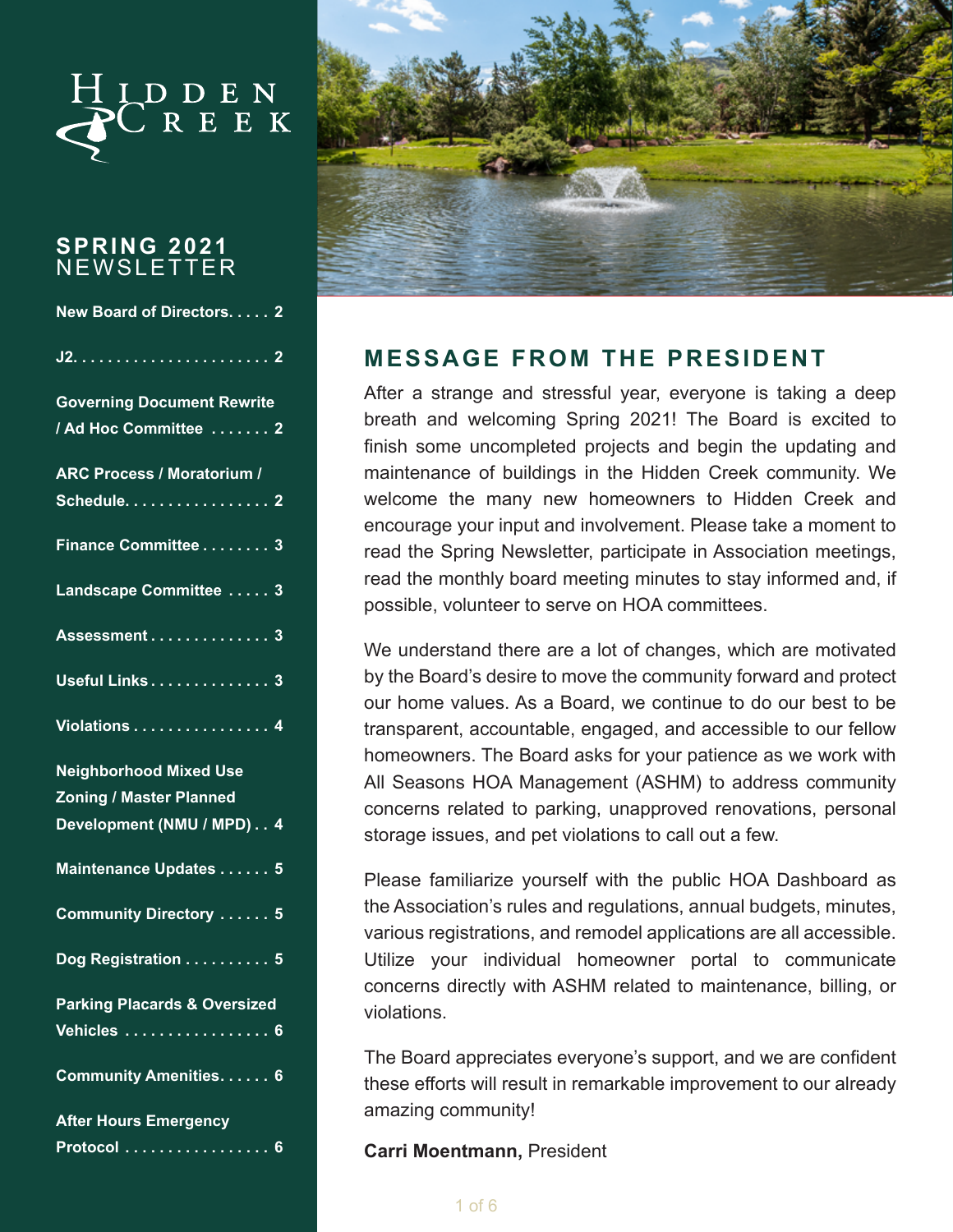# Hidden Creek

## SPRING 2021 NEWSLETTER

- New Board of Directors . . . . . 2
- J2 . . . . . . . . . . . . . . . . . . . . . . 2
- Governing Document Rewrite / Ad Hoc Committee . . . . . . . 2
- ARC Process / Moratorium / Schedule . . . . . . . . . . . . . . . . . 2
- Finance Committee . . . . . . . . 3
- Landscape Committee . . . . . 3
- Assessment . . . . . . . . . . . . . . 3
- Useful Links . . . . . . . . . . . . . . 3
- Violations . . . . . . . . . . . . . . . . 4
- Neighborhood Mixed Use Zoning / Master Planned Development (NMU / MPD) . . 4
- Maintenance Updates . . . . . . 5
- Community Directory . . . . . . 5
- Dog Registration . . . . . . . . . . 5
- Parking Placards & Oversized Vehicles . . . . . . . . . . . . . . . . . 6
- Community Amenities . . . . . . 6
- After Hours Emergency Protocol . . . . . . . . . . . . . . . . . 6

## MESSAGE FROM THE PRESIDENT

After a strange and stressful year, everyone is taking a deep breath and welcoming Spring 2021! The Board is excited to finish some uncompleted projects and begin the updating and maintenance of buildings in the Hidden Creek community. We welcome the many new homeowners to Hidden Creek and encourage your input and involvement. Please take a moment to read the Spring Newsletter, participate in Association meetings, read the monthly board meeting minutes to stay informed and, if possible, volunteer to serve on HOA committees.

We understand there are a lot of changes, which are motivated by the Board's desire to move the community forward and protect our home values. As a Board, we continue to do our best to be transparent, accountable, engaged, and accessible to our fellow homeowners. The Board asks for your patience as we work with All Seasons HOA Management (ASHM) to address community concerns related to parking, unapproved renovations, personal storage issues, and pet violations to call out a few.

Please familiarize yourself with the public HOA Dashboard as the Association's rules and regulations, annual budgets, minutes, various registrations, and remodel applications are all accessible. Utilize your individual homeowner portal to communicate concerns directly with ASHM related to maintenance, billing, or violations.

The Board appreciates everyone's support, and we are confident these efforts will result in remarkable improvement to our already amazing community!

**Carri Moentmann,** President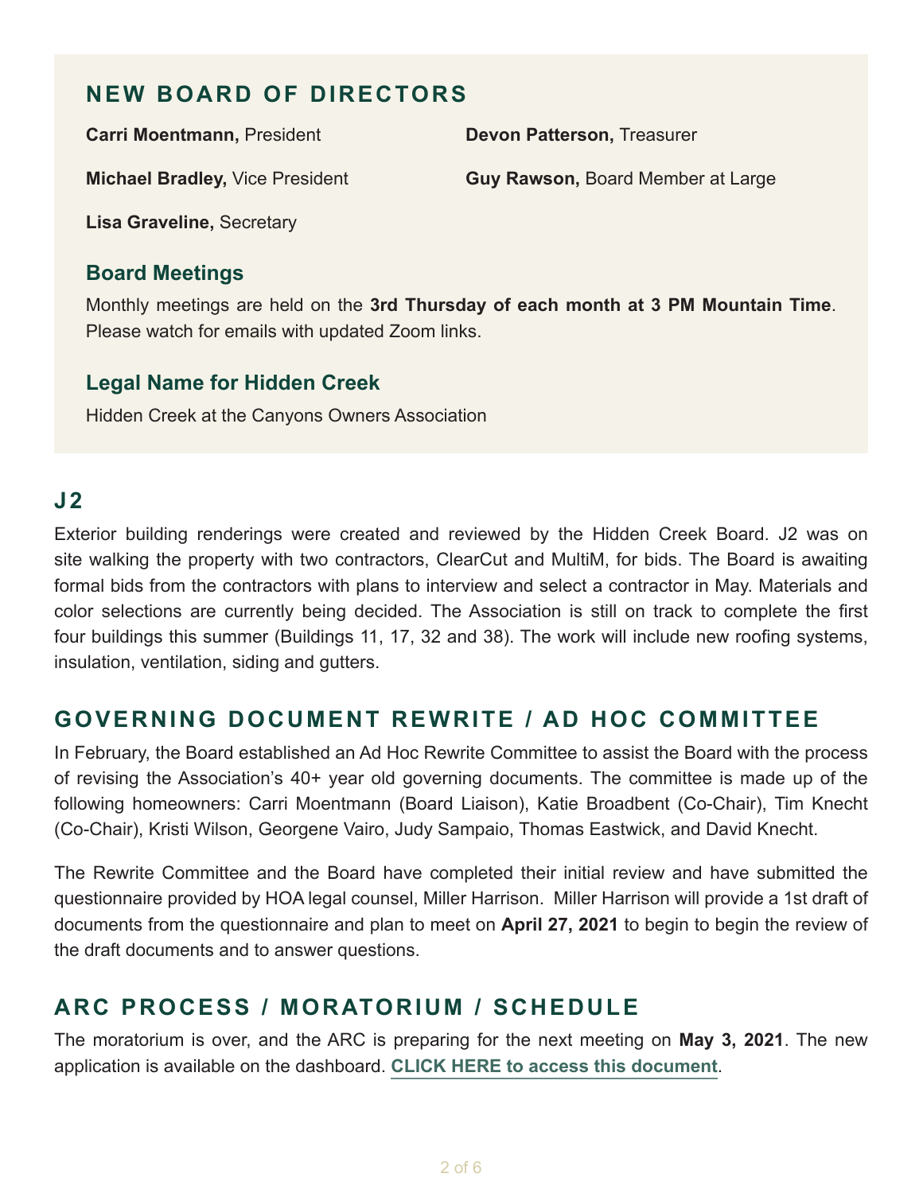## NEW BOARD OF DIRECTORS

**Carri Moentmann,** President

**Michael Bradley,** Vice President

**Lisa Graveline,** Secretary

**Devon Patterson,** Treasurer

**Guy Rawson,** Board Member at Large

### Board Meetings

Monthly meetings are held on the **3rd Thursday of each month at 3 PM Mountain Time**. Please watch for emails with updated Zoom links.

### Legal Name for Hidden Creek

Hidden Creek at the Canyons Owners Association

## J2

Exterior building renderings were created and reviewed by the Hidden Creek Board. J2 was on site walking the property with two contractors, ClearCut and MultiM, for bids. The Board is awaiting formal bids from the contractors with plans to interview and select a contractor in May. Materials and color selections are currently being decided. The Association is still on track to complete the first four buildings this summer (Buildings 11, 17, 32 and 38). The work will include new roofing systems, insulation, ventilation, siding and gutters.

## GOVERNING DOCUMENT REWRITE / AD HOC COMMITTEE

In February, the Board established an Ad Hoc Rewrite Committee to assist the Board with the process of revising the Association's 40+ year old governing documents. The committee is made up of the following homeowners: Carri Moentmann (Board Liaison), Katie Broadbent (Co-Chair), Tim Knecht (Co-Chair), Kristi Wilson, Georgene Vairo, Judy Sampaio, Thomas Eastwick, and David Knecht.

The Rewrite Committee and the Board have completed their initial review and have submitted the questionnaire provided by HOA legal counsel, Miller Harrison. Miller Harrison will provide a 1st draft of documents from the questionnaire and plan to meet on **April 27, 2021** to begin to begin the review of the draft documents and to answer questions.

## ARC PROCESS / MORATORIUM / SCHEDULE

The moratorium is over, and the ARC is preparing for the next meeting on **May 3, 2021**. The new application is available on the dashboard. **CLICK HERE to access this document**.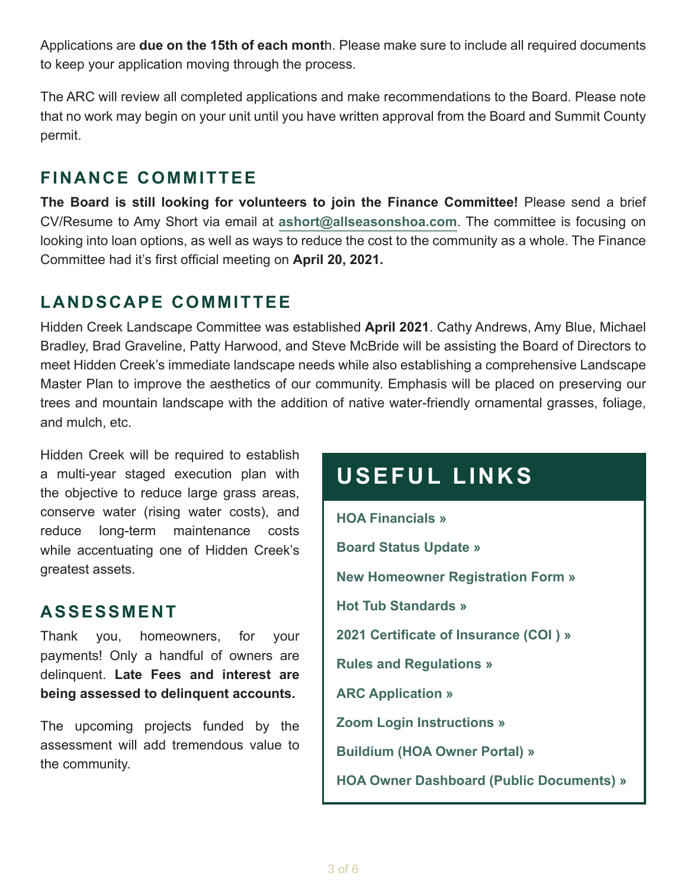Applications are **due on the 15th of each mont**h. Please make sure to include all required documents to keep your application moving through the process.

The ARC will review all completed applications and make recommendations to the Board. Please note that no work may begin on your unit until you have written approval from the Board and Summit County permit.

## FINANCE COMMITTEE

**The Board is still looking for volunteers to join the Finance Committee!** Please send a brief CV/Resume to Amy Short via email at **ashort@allseasonshoa.com**. The committee is focusing on looking into loan options, as well as ways to reduce the cost to the community as a whole. The Finance Committee had it's first official meeting on **April 20, 2021.**

## LANDSCAPE COMMITTEE

Hidden Creek Landscape Committee was established **April 2021**. Cathy Andrews, Amy Blue, Michael Bradley, Brad Graveline, Patty Harwood, and Steve McBride will be assisting the Board of Directors to meet Hidden Creek's immediate landscape needs while also establishing a comprehensive Landscape Master Plan to improve the aesthetics of our community. Emphasis will be placed on preserving our trees and mountain landscape with the addition of native water-friendly ornamental grasses, foliage, and mulch, etc.

Hidden Creek will be required to establish a multi-year staged execution plan with the objective to reduce large grass areas, conserve water (rising water costs), and reduce long-term maintenance costs while accentuating one of Hidden Creek's greatest assets.

## ASSESSMENT

Thank you, homeowners, for your payments! Only a handful of owners are delinquent. **Late Fees and interest are being assessed to delinquent accounts.**

The upcoming projects funded by the assessment will add tremendous value to the community.

## USEFUL LINKS

**HOA Financials »**

**Board Status Update »**

**New Homeowner Registration Form »**

**Hot Tub Standards »**

**2021 Certificate of Insurance (COI ) »**

**Rules and Regulations »**

**ARC Application »**

**Zoom Login Instructions »**

**Buildium (HOA Owner Portal) »**

**HOA Owner Dashboard (Public Documents) »**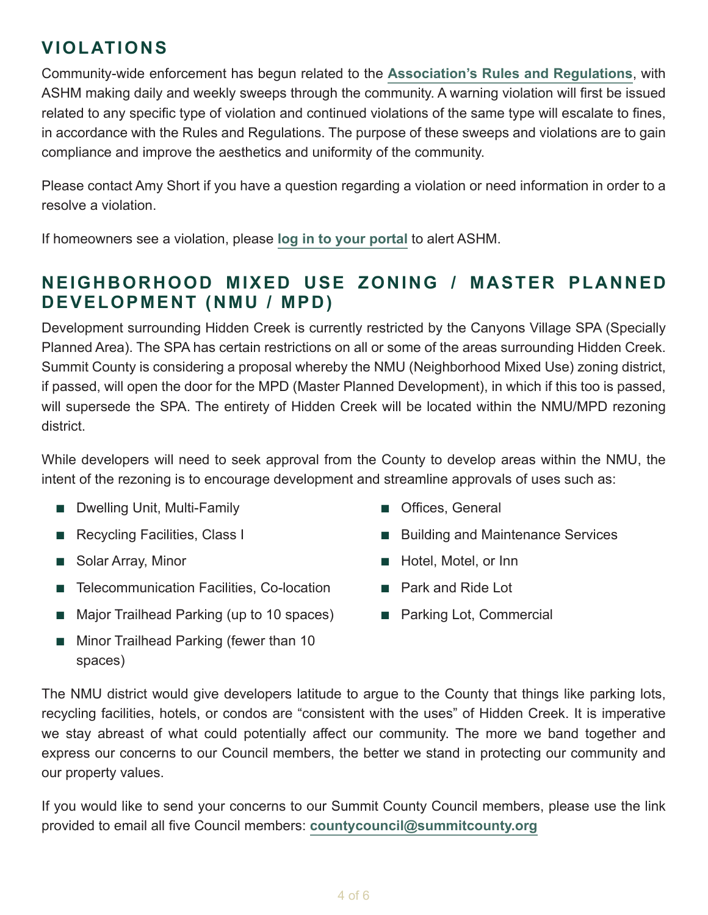## VIOLATIONS

Community-wide enforcement has begun related to the **Association's Rules and Regulations**, with ASHM making daily and weekly sweeps through the community. A warning violation will first be issued related to any specific type of violation and continued violations of the same type will escalate to fines, in accordance with the Rules and Regulations. The purpose of these sweeps and violations are to gain compliance and improve the aesthetics and uniformity of the community.

Please contact Amy Short if you have a question regarding a violation or need information in order to a resolve a violation.

If homeowners see a violation, please **log in to your portal** to alert ASHM.

## NEIGHBORHOOD MIXED USE ZONING / MASTER PLANNED DEVELOPMENT (NMU / MPD)

Development surrounding Hidden Creek is currently restricted by the Canyons Village SPA (Specially Planned Area). The SPA has certain restrictions on all or some of the areas surrounding Hidden Creek. Summit County is considering a proposal whereby the NMU (Neighborhood Mixed Use) zoning district, if passed, will open the door for the MPD (Master Planned Development), in which if this too is passed, will supersede the SPA. The entirety of Hidden Creek will be located within the NMU/MPD rezoning district.

While developers will need to seek approval from the County to develop areas within the NMU, the intent of the rezoning is to encourage development and streamline approvals of uses such as:

- Dwelling Unit, Multi-Family
- Recycling Facilities, Class I
- Solar Array, Minor
- Telecommunication Facilities, Co-location
- Major Trailhead Parking (up to 10 spaces)
- Minor Trailhead Parking (fewer than 10 spaces)
- Offices, General
- Building and Maintenance Services
- Hotel, Motel, or Inn
- Park and Ride Lot
- Parking Lot, Commercial

The NMU district would give developers latitude to argue to the County that things like parking lots, recycling facilities, hotels, or condos are "consistent with the uses" of Hidden Creek. It is imperative we stay abreast of what could potentially affect our community. The more we band together and express our concerns to our Council members, the better we stand in protecting our community and our property values.

If you would like to send your concerns to our Summit County Council members, please use the link provided to email all five Council members: **countycouncil@summitcounty.org**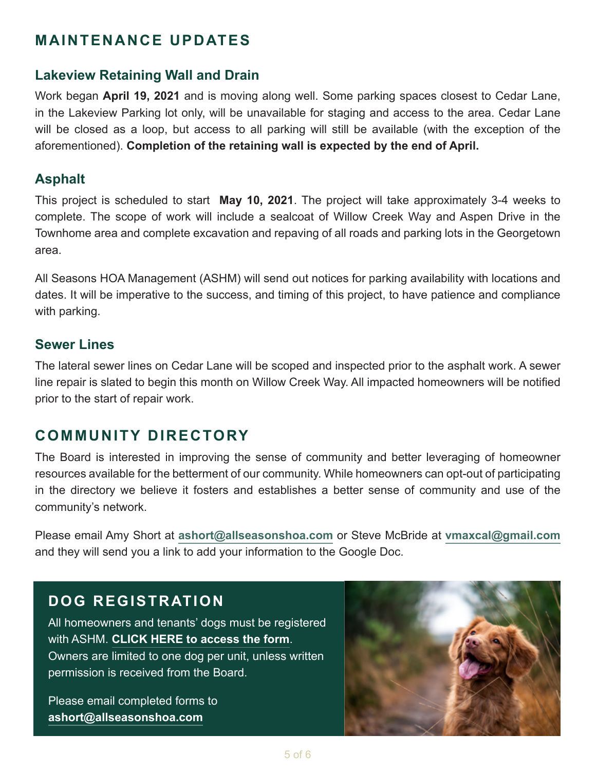## MAINTENANCE UPDATES

### Lakeview Retaining Wall and Drain

Work began **April 19, 2021** and is moving along well. Some parking spaces closest to Cedar Lane, in the Lakeview Parking lot only, will be unavailable for staging and access to the area. Cedar Lane will be closed as a loop, but access to all parking will still be available (with the exception of the aforementioned). **Completion of the retaining wall is expected by the end of April.**

### Asphalt

This project is scheduled to start **May 10, 2021**. The project will take approximately 3-4 weeks to complete. The scope of work will include a sealcoat of Willow Creek Way and Aspen Drive in the Townhome area and complete excavation and repaving of all roads and parking lots in the Georgetown area.

All Seasons HOA Management (ASHM) will send out notices for parking availability with locations and dates. It will be imperative to the success, and timing of this project, to have patience and compliance with parking.

### Sewer Lines

The lateral sewer lines on Cedar Lane will be scoped and inspected prior to the asphalt work. A sewer line repair is slated to begin this month on Willow Creek Way. All impacted homeowners will be notified prior to the start of repair work.

## COMMUNITY DIRECTORY

The Board is interested in improving the sense of community and better leveraging of homeowner resources available for the betterment of our community. While homeowners can opt-out of participating in the directory we believe it fosters and establishes a better sense of community and use of the community's network.

Please email Amy Short at **ashort@allseasonshoa.com** or Steve McBride at **vmaxcal@gmail.com** and they will send you a link to add your information to the Google Doc.

## DOG REGISTRATION

All homeowners and tenants' dogs must be registered with ASHM. **CLICK HERE to access the form**. Owners are limited to one dog per unit, unless written permission is received from the Board.

Please email completed forms to **ashort@allseasonshoa.com**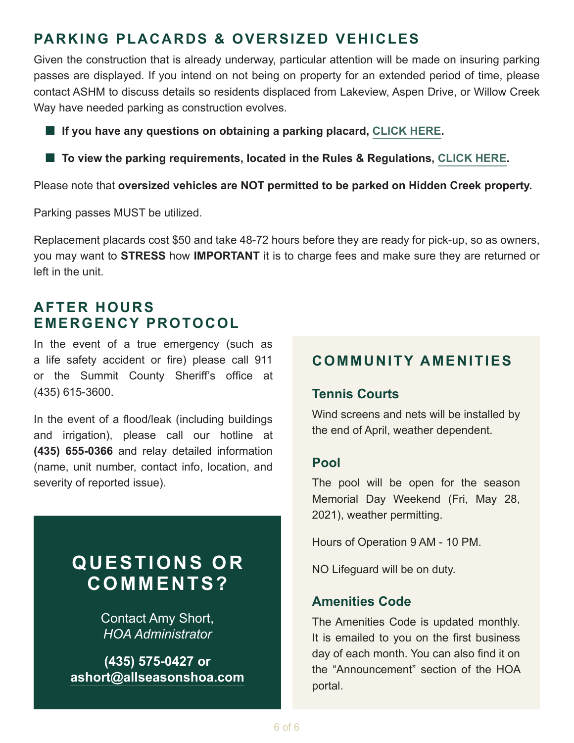## PARKING PLACARDS & OVERSIZED VEHICLES

Given the construction that is already underway, particular attention will be made on insuring parking passes are displayed. If you intend on not being on property for an extended period of time, please contact ASHM to discuss details so residents displaced from Lakeview, Aspen Drive, or Willow Creek Way have needed parking as construction evolves.

- **If you have any questions on obtaining a parking placard, CLICK HERE.**
- **To view the parking requirements, located in the Rules & Regulations, CLICK HERE.**

Please note that **oversized vehicles are NOT permitted to be parked on Hidden Creek property.**

Parking passes MUST be utilized.

Replacement placards cost $50 and take 48-72 hours before they are ready for pick-up, so as owners, you may want to **STRESS** how **IMPORTANT** it is to charge fees and make sure they are returned or left in the unit.

## AFTER HOURS EMERGENCY PROTOCOL

In the event of a true emergency (such as a life safety accident or fire) please call 911 or the Summit County Sheriff's office at (435) 615-3600.

In the event of a flood/leak (including buildings and irrigation), please call our hotline at **(435) 655-0366** and relay detailed information (name, unit number, contact info, location, and severity of reported issue).

## QUESTIONS OR COMMENTS?

Contact Amy Short, *HOA Administrator*

**(435) 575-0427 or ashort@allseasonshoa.com**

## COMMUNITY AMENITIES

### Tennis Courts

Wind screens and nets will be installed by the end of April, weather dependent.

### Pool

The pool will be open for the season Memorial Day Weekend (Fri, May 28, 2021), weather permitting.

Hours of Operation 9 AM - 10 PM.

NO Lifeguard will be on duty.

### Amenities Code

The Amenities Code is updated monthly. It is emailed to you on the first business day of each month. You can also find it on the "Announcement" section of the HOA portal.